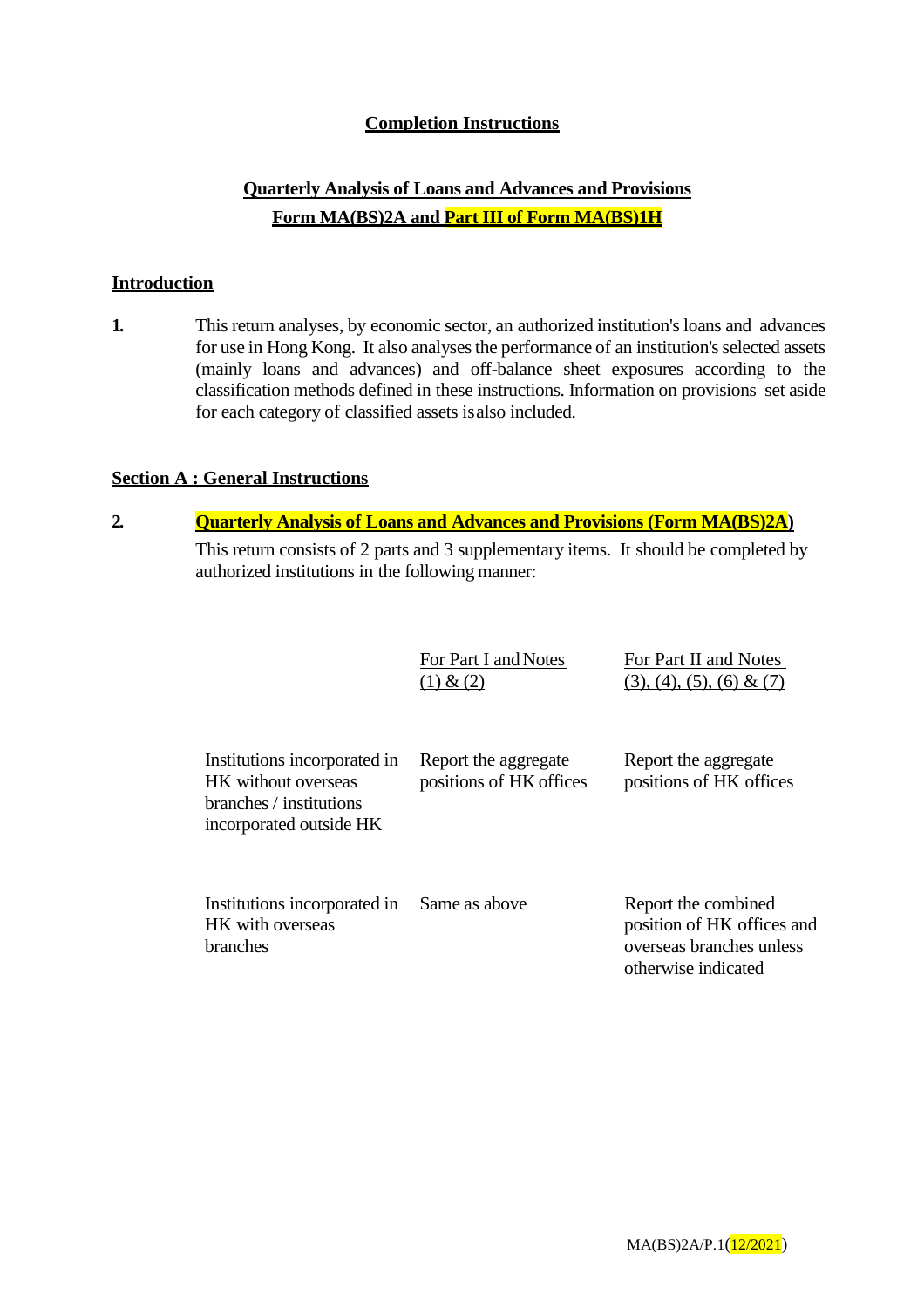**Completion Instructions**

**Quarterly Analysis of Loans and Advances and Provisions**

**Form MA(BS)2A and Part III of Form MA(BS)1H**

## Introduction

**1.** This return analyses, by economic sector, an authorized institution's loans and advances for use in Hong Kong. It also analyses the performance of an institution's selected assets (mainly loans and advances) and off-balance sheet exposures according to the classification methods defined in these instructions. Information on provisions set aside for each category of classified assets is also included.

## Section A : General Instructions

**2.** **Quarterly Analysis of Loans and Advances and Provisions (Form MA(BS)2A)**

This return consists of 2 parts and 3 supplementary items. It should be completed by authorized institutions in the following manner:

| | For Part I and Notes (1) & (2) | For Part II and Notes (3), (4), (5), (6) & (7) |
|---|---|---|
| Institutions incorporated in HK without overseas branches / institutions incorporated outside HK | Report the aggregate positions of HK offices | Report the aggregate positions of HK offices |
| Institutions incorporated in HK with overseas branches | Same as above | Report the combined position of HK offices and overseas branches unless otherwise indicated |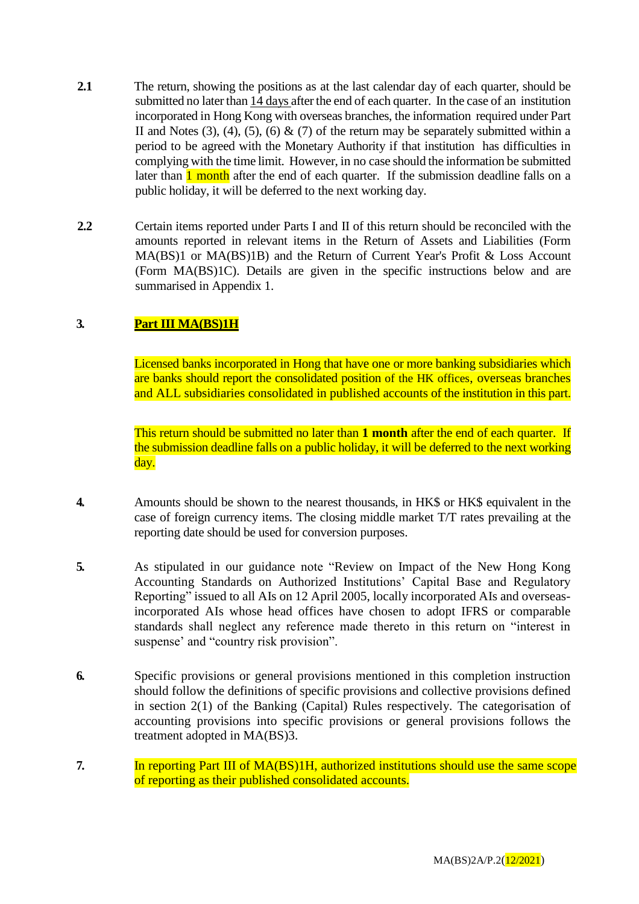**2.1** The return, showing the positions as at the last calendar day of each quarter, should be submitted no later than 14 days after the end of each quarter. In the case of an institution incorporated in Hong Kong with overseas branches, the information required under Part II and Notes (3), (4), (5), (6) & (7) of the return may be separately submitted within a period to be agreed with the Monetary Authority if that institution has difficulties in complying with the time limit. However, in no case should the information be submitted later than 1 month after the end of each quarter. If the submission deadline falls on a public holiday, it will be deferred to the next working day.

**2.2** Certain items reported under Parts I and II of this return should be reconciled with the amounts reported in relevant items in the Return of Assets and Liabilities (Form MA(BS)1 or MA(BS)1B) and the Return of Current Year's Profit & Loss Account (Form MA(BS)1C). Details are given in the specific instructions below and are summarised in Appendix 1.

**3.** **Part III MA(BS)1H**

Licensed banks incorporated in Hong that have one or more banking subsidiaries which are banks should report the consolidated position of the HK offices, overseas branches and ALL subsidiaries consolidated in published accounts of the institution in this part.

This return should be submitted no later than **1 month** after the end of each quarter. If the submission deadline falls on a public holiday, it will be deferred to the next working day.

**4.** Amounts should be shown to the nearest thousands, in HK$ or HK$ equivalent in the case of foreign currency items. The closing middle market T/T rates prevailing at the reporting date should be used for conversion purposes.

**5.** As stipulated in our guidance note "Review on Impact of the New Hong Kong Accounting Standards on Authorized Institutions' Capital Base and Regulatory Reporting" issued to all AIs on 12 April 2005, locally incorporated AIs and overseas-incorporated AIs whose head offices have chosen to adopt IFRS or comparable standards shall neglect any reference made thereto in this return on "interest in suspense' and "country risk provision".

**6.** Specific provisions or general provisions mentioned in this completion instruction should follow the definitions of specific provisions and collective provisions defined in section 2(1) of the Banking (Capital) Rules respectively. The categorisation of accounting provisions into specific provisions or general provisions follows the treatment adopted in MA(BS)3.

**7.** In reporting Part III of MA(BS)1H, authorized institutions should use the same scope of reporting as their published consolidated accounts.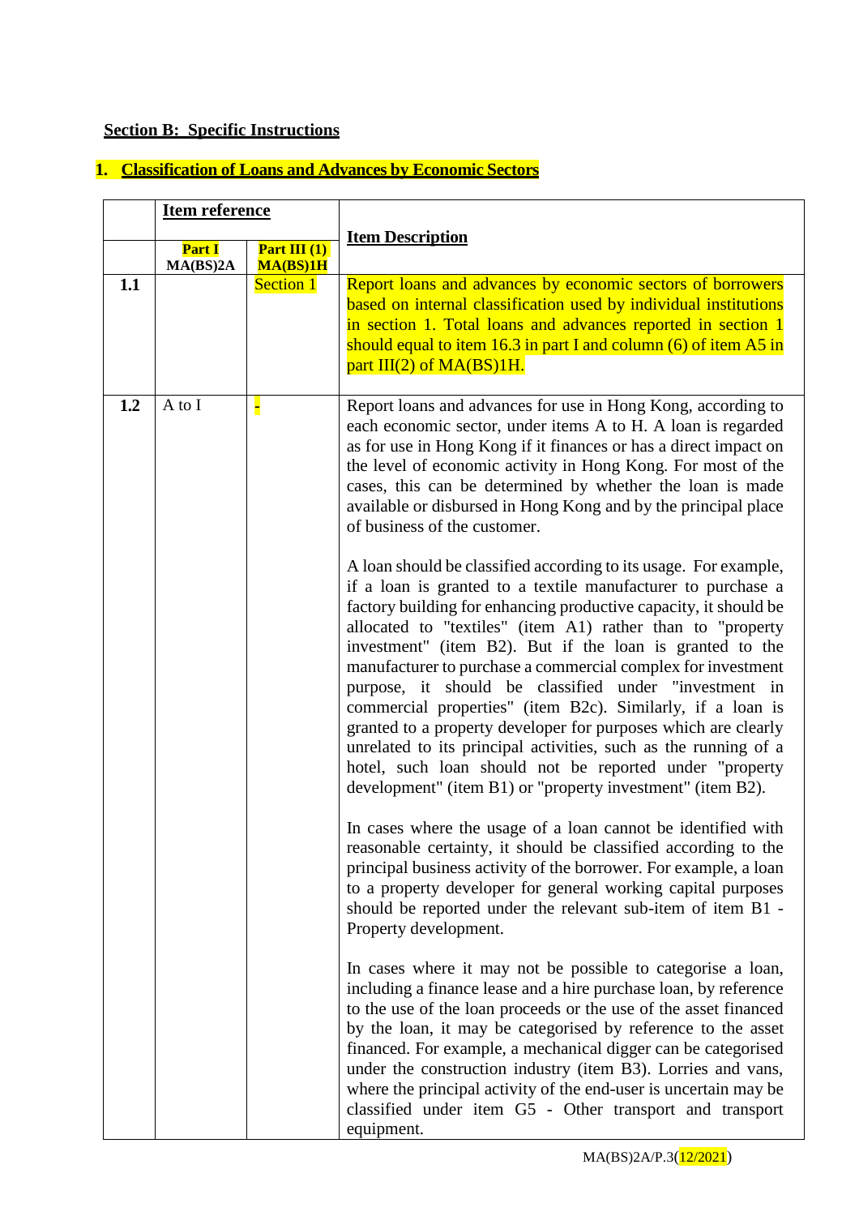## Section B: Specific Instructions

### 1. Classification of Loans and Advances by Economic Sectors

| | Item reference | | Item Description |
|---|---|---|---|
| | Part I MA(BS)2A | Part III (1) MA(BS)1H | |
| **1.1** | | Section 1 | Report loans and advances by economic sectors of borrowers based on internal classification used by individual institutions in section 1. Total loans and advances reported in section 1 should equal to item 16.3 in part I and column (6) of item A5 in part III(2) of MA(BS)1H. |
| **1.2** | A to I | - | Report loans and advances for use in Hong Kong, according to each economic sector, under items A to H. A loan is regarded as for use in Hong Kong if it finances or has a direct impact on the level of economic activity in Hong Kong. For most of the cases, this can be determined by whether the loan is made available or disbursed in Hong Kong and by the principal place of business of the customer.<br><br>A loan should be classified according to its usage. For example, if a loan is granted to a textile manufacturer to purchase a factory building for enhancing productive capacity, it should be allocated to "textiles" (item A1) rather than to "property investment" (item B2). But if the loan is granted to the manufacturer to purchase a commercial complex for investment purpose, it should be classified under "investment in commercial properties" (item B2c). Similarly, if a loan is granted to a property developer for purposes which are clearly unrelated to its principal activities, such as the running of a hotel, such loan should not be reported under "property development" (item B1) or "property investment" (item B2).<br><br>In cases where the usage of a loan cannot be identified with reasonable certainty, it should be classified according to the principal business activity of the borrower. For example, a loan to a property developer for general working capital purposes should be reported under the relevant sub-item of item B1 - Property development.<br><br>In cases where it may not be possible to categorise a loan, including a finance lease and a hire purchase loan, by reference to the use of the loan proceeds or the use of the asset financed by the loan, it may be categorised by reference to the asset financed. For example, a mechanical digger can be categorised under the construction industry (item B3). Lorries and vans, where the principal activity of the end-user is uncertain may be classified under item G5 - Other transport and transport equipment. |

MA(BS)2A/P.3(12/2021)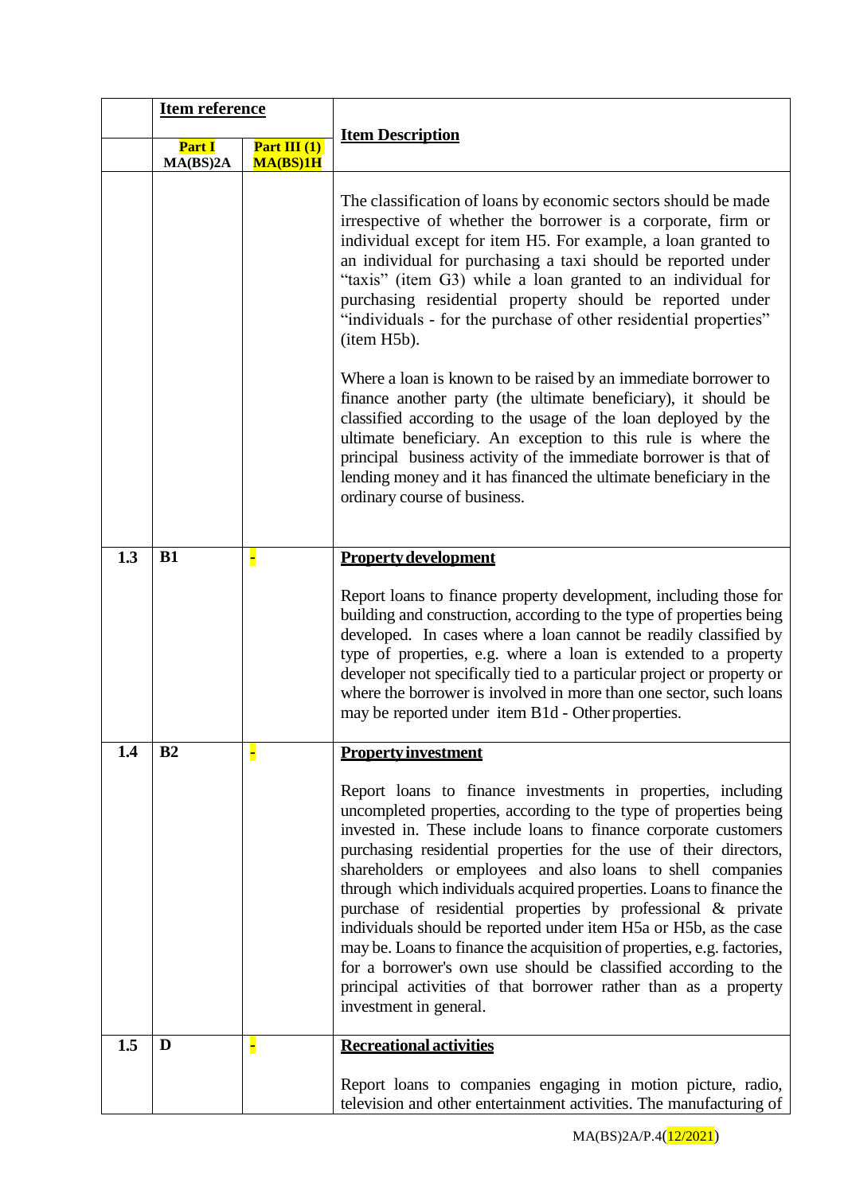| | Item reference | | Item Description |
|---|---|---|---|
| | Part I MA(BS)2A | Part III (1) MA(BS)1H | |
| | | | The classification of loans by economic sectors should be made irrespective of whether the borrower is a corporate, firm or individual except for item H5. For example, a loan granted to an individual for purchasing a taxi should be reported under "taxis" (item G3) while a loan granted to an individual for purchasing residential property should be reported under "individuals - for the purchase of other residential properties" (item H5b).<br><br>Where a loan is known to be raised by an immediate borrower to finance another party (the ultimate beneficiary), it should be classified according to the usage of the loan deployed by the ultimate beneficiary. An exception to this rule is where the principal business activity of the immediate borrower is that of lending money and it has financed the ultimate beneficiary in the ordinary course of business. |
| 1.3 | B1 | - | **Property development**<br><br>Report loans to finance property development, including those for building and construction, according to the type of properties being developed. In cases where a loan cannot be readily classified by type of properties, e.g. where a loan is extended to a property developer not specifically tied to a particular project or property or where the borrower is involved in more than one sector, such loans may be reported under item B1d - Other properties. |
| 1.4 | B2 | - | **Property investment**<br><br>Report loans to finance investments in properties, including uncompleted properties, according to the type of properties being invested in. These include loans to finance corporate customers purchasing residential properties for the use of their directors, shareholders or employees and also loans to shell companies through which individuals acquired properties. Loans to finance the purchase of residential properties by professional & private individuals should be reported under item H5a or H5b, as the case may be. Loans to finance the acquisition of properties, e.g. factories, for a borrower's own use should be classified according to the principal activities of that borrower rather than as a property investment in general. |
| 1.5 | D | - | **Recreational activities**<br><br>Report loans to companies engaging in motion picture, radio, television and other entertainment activities. The manufacturing of |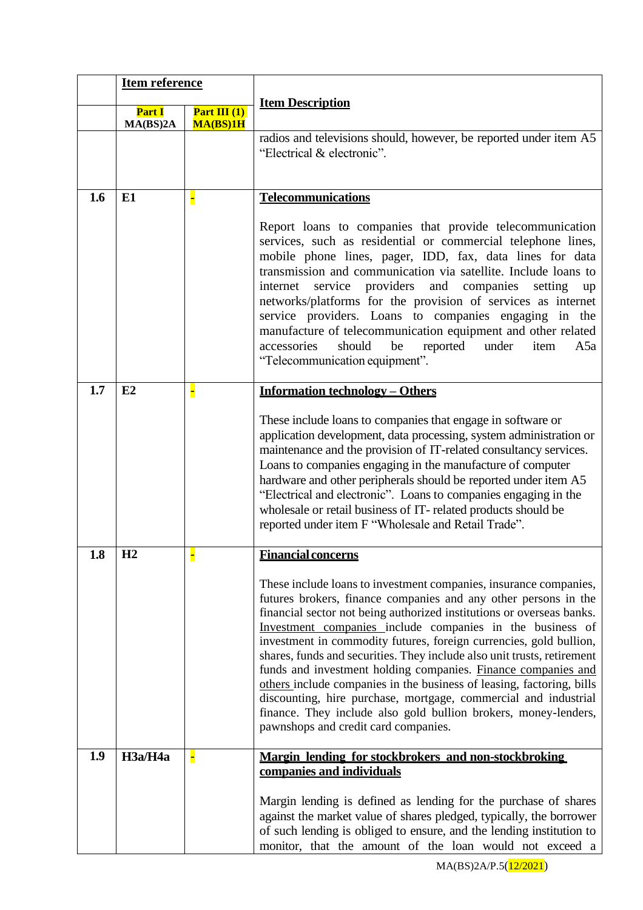| | Item reference | | Item Description |
|---|---|---|---|
| | Part I MA(BS)2A | Part III (1) MA(BS)1H | |
| | | | radios and televisions should, however, be reported under item A5 "Electrical & electronic". |
| 1.6 | E1 | - | **Telecommunications**<br><br>Report loans to companies that provide telecommunication services, such as residential or commercial telephone lines, mobile phone lines, pager, IDD, fax, data lines for data transmission and communication via satellite. Include loans to internet service providers and companies setting up networks/platforms for the provision of services as internet service providers. Loans to companies engaging in the manufacture of telecommunication equipment and other related accessories should be reported under item A5a "Telecommunication equipment". |
| 1.7 | E2 | - | **Information technology – Others**<br><br>These include loans to companies that engage in software or application development, data processing, system administration or maintenance and the provision of IT-related consultancy services. Loans to companies engaging in the manufacture of computer hardware and other peripherals should be reported under item A5 "Electrical and electronic". Loans to companies engaging in the wholesale or retail business of IT- related products should be reported under item F "Wholesale and Retail Trade". |
| 1.8 | H2 | - | **Financial concerns**<br><br>These include loans to investment companies, insurance companies, futures brokers, finance companies and any other persons in the financial sector not being authorized institutions or overseas banks. Investment companies include companies in the business of investment in commodity futures, foreign currencies, gold bullion, shares, funds and securities. They include also unit trusts, retirement funds and investment holding companies. Finance companies and others include companies in the business of leasing, factoring, bills discounting, hire purchase, mortgage, commercial and industrial finance. They include also gold bullion brokers, money-lenders, pawnshops and credit card companies. |
| 1.9 | H3a/H4a | - | **Margin lending for stockbrokers and non-stockbroking companies and individuals**<br><br>Margin lending is defined as lending for the purchase of shares against the market value of shares pledged, typically, the borrower of such lending is obliged to ensure, and the lending institution to monitor, that the amount of the loan would not exceed a |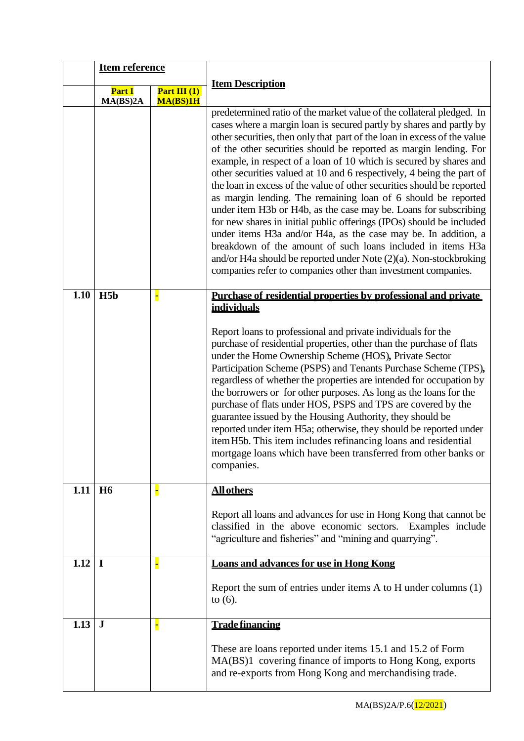| | Item reference | | Item Description |
|---|---|---|---|
| | **Part I MA(BS)2A** | **Part III (1) MA(BS)1H** | |
| | | | predetermined ratio of the market value of the collateral pledged. In cases where a margin loan is secured partly by shares and partly by other securities, then only that part of the loan in excess of the value of the other securities should be reported as margin lending. For example, in respect of a loan of 10 which is secured by shares and other securities valued at 10 and 6 respectively, 4 being the part of the loan in excess of the value of other securities should be reported as margin lending. The remaining loan of 6 should be reported under item H3b or H4b, as the case may be. Loans for subscribing for new shares in initial public offerings (IPOs) should be included under items H3a and/or H4a, as the case may be. In addition, a breakdown of the amount of such loans included in items H3a and/or H4a should be reported under Note (2)(a). Non-stockbroking companies refer to companies other than investment companies. |
| **1.10** | **H5b** | - | **Purchase of residential properties by professional and private individuals**<br><br>Report loans to professional and private individuals for the purchase of residential properties, other than the purchase of flats under the Home Ownership Scheme (HOS), Private Sector Participation Scheme (PSPS) and Tenants Purchase Scheme (TPS), regardless of whether the properties are intended for occupation by the borrowers or for other purposes. As long as the loans for the purchase of flats under HOS, PSPS and TPS are covered by the guarantee issued by the Housing Authority, they should be reported under item H5a; otherwise, they should be reported under item H5b. This item includes refinancing loans and residential mortgage loans which have been transferred from other banks or companies. |
| **1.11** | **H6** | - | **All others**<br><br>Report all loans and advances for use in Hong Kong that cannot be classified in the above economic sectors. Examples include "agriculture and fisheries" and "mining and quarrying". |
| **1.12** | **I** | - | **Loans and advances for use in Hong Kong**<br><br>Report the sum of entries under items A to H under columns (1) to (6). |
| **1.13** | **J** | - | **Trade financing**<br><br>These are loans reported under items 15.1 and 15.2 of Form MA(BS)1 covering finance of imports to Hong Kong, exports and re-exports from Hong Kong and merchandising trade. |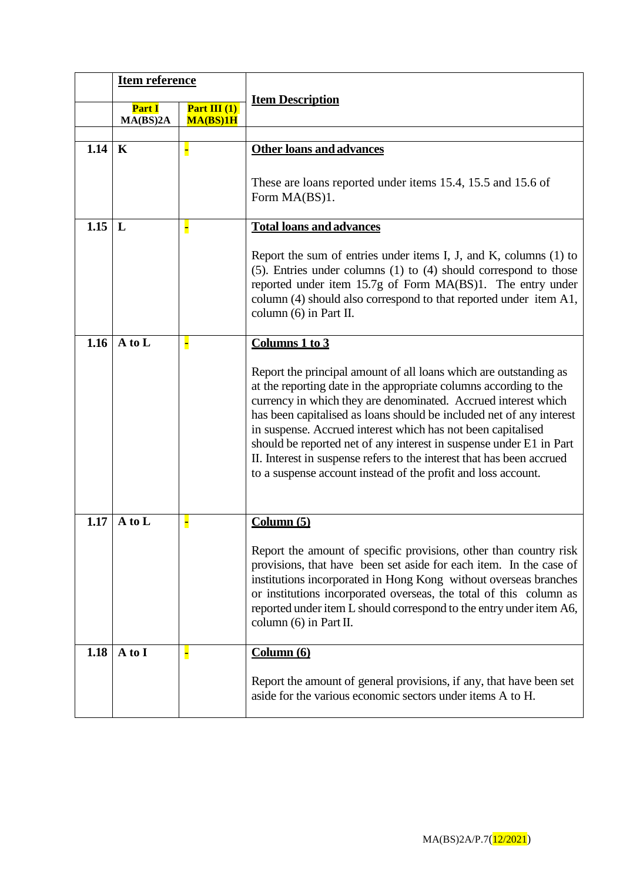| | Item reference | | Item Description |
|---|---|---|---|
| | Part I MA(BS)2A | Part III (1) MA(BS)1H | |
| 1.14 | K | - | **Other loans and advances**<br><br>These are loans reported under items 15.4, 15.5 and 15.6 of Form MA(BS)1. |
| 1.15 | L | - | **Total loans and advances**<br><br>Report the sum of entries under items I, J, and K, columns (1) to (5). Entries under columns (1) to (4) should correspond to those reported under item 15.7g of Form MA(BS)1. The entry under column (4) should also correspond to that reported under item A1, column (6) in Part II. |
| 1.16 | A to L | - | **Columns 1 to 3**<br><br>Report the principal amount of all loans which are outstanding as at the reporting date in the appropriate columns according to the currency in which they are denominated. Accrued interest which has been capitalised as loans should be included net of any interest in suspense. Accrued interest which has not been capitalised should be reported net of any interest in suspense under E1 in Part II. Interest in suspense refers to the interest that has been accrued to a suspense account instead of the profit and loss account. |
| 1.17 | A to L | - | **Column (5)**<br><br>Report the amount of specific provisions, other than country risk provisions, that have been set aside for each item. In the case of institutions incorporated in Hong Kong without overseas branches or institutions incorporated overseas, the total of this column as reported under item L should correspond to the entry under item A6, column (6) in Part II. |
| 1.18 | A to I | - | **Column (6)**<br><br>Report the amount of general provisions, if any, that have been set aside for the various economic sectors under items A to H. |

MA(BS)2A/P.7(12/2021)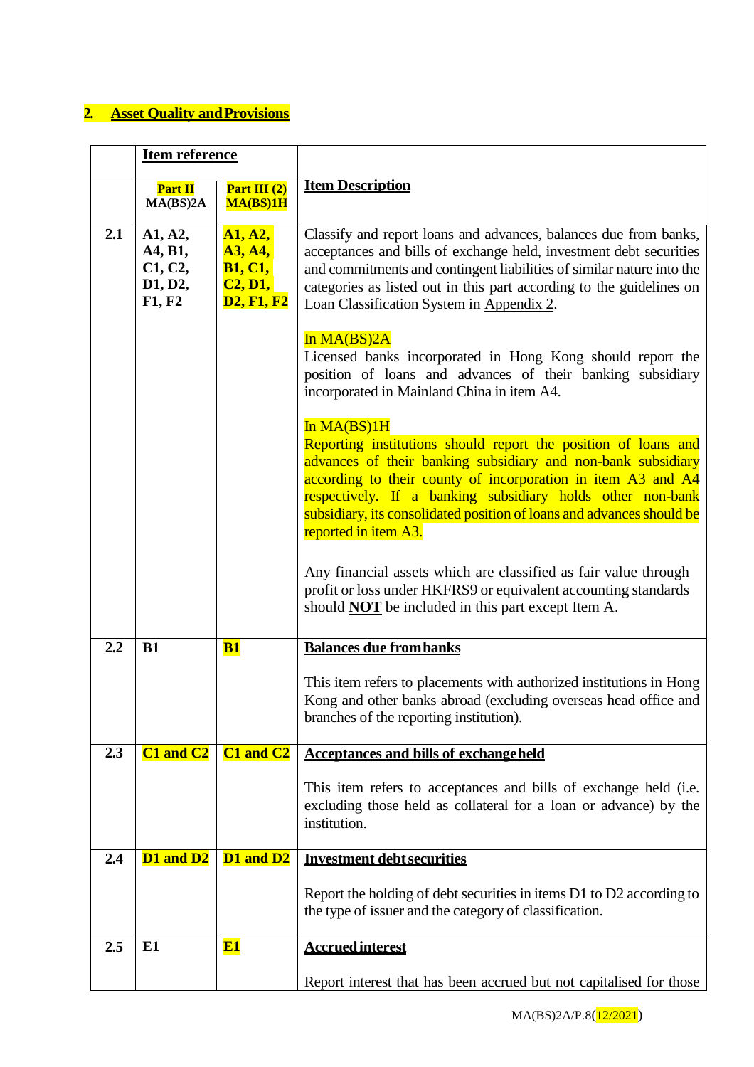## 2. Asset Quality and Provisions

| | Item reference | | Item Description |
|---|---|---|---|
| | **Part II** MA(BS)2A | **Part III (2)** MA(BS)1H | |
| **2.1** | **A1, A2, A4, B1, C1, C2, D1, D2, F1, F2** | **A1, A2, A3, A4, B1, C1, C2, D1, D2, F1, F2** | Classify and report loans and advances, balances due from banks, acceptances and bills of exchange held, investment debt securities and commitments and contingent liabilities of similar nature into the categories as listed out in this part according to the guidelines on Loan Classification System in Appendix 2.<br><br>In MA(BS)2A<br>Licensed banks incorporated in Hong Kong should report the position of loans and advances of their banking subsidiary incorporated in Mainland China in item A4.<br><br>In MA(BS)1H<br>Reporting institutions should report the position of loans and advances of their banking subsidiary and non-bank subsidiary according to their county of incorporation in item A3 and A4 respectively. If a banking subsidiary holds other non-bank subsidiary, its consolidated position of loans and advances should be reported in item A3.<br><br>Any financial assets which are classified as fair value through profit or loss under HKFRS9 or equivalent accounting standards should **NOT** be included in this part except Item A. |
| **2.2** | **B1** | **B1** | **Balances due from banks**<br><br>This item refers to placements with authorized institutions in Hong Kong and other banks abroad (excluding overseas head office and branches of the reporting institution). |
| **2.3** | **C1 and C2** | **C1 and C2** | **Acceptances and bills of exchange held**<br><br>This item refers to acceptances and bills of exchange held (i.e. excluding those held as collateral for a loan or advance) by the institution. |
| **2.4** | **D1 and D2** | **D1 and D2** | **Investment debt securities**<br><br>Report the holding of debt securities in items D1 to D2 according to the type of issuer and the category of classification. |
| **2.5** | **E1** | **E1** | **Accrued interest**<br><br>Report interest that has been accrued but not capitalised for those |

MA(BS)2A/P.8(12/2021)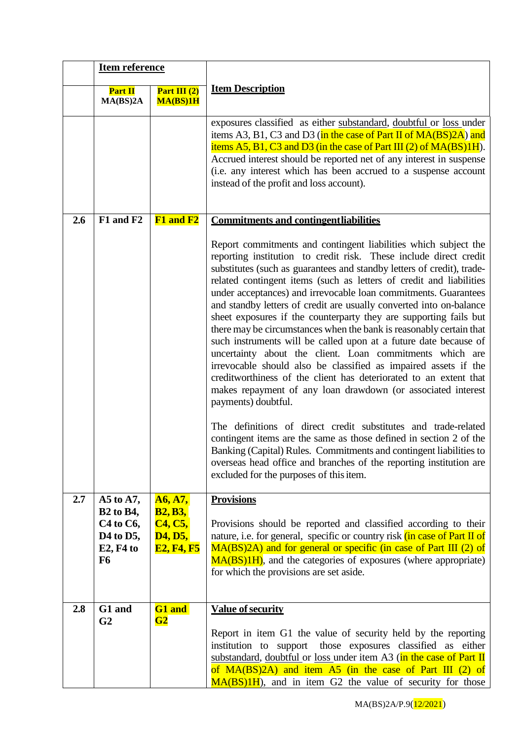| | Item reference | | Item Description |
|---|---|---|---|
| | **Part II MA(BS)2A** | **Part III (2) MA(BS)1H** | |
| | | | exposures classified as either substandard, doubtful or loss under items A3, B1, C3 and D3 (in the case of Part II of MA(BS)2A) and items A5, B1, C3 and D3 (in the case of Part III (2) of MA(BS)1H). Accrued interest should be reported net of any interest in suspense (i.e. any interest which has been accrued to a suspense account instead of the profit and loss account). |
| **2.6** | **F1 and F2** | **F1 and F2** | **Commitments and contingent liabilities**<br><br>Report commitments and contingent liabilities which subject the reporting institution to credit risk. These include direct credit substitutes (such as guarantees and standby letters of credit), trade-related contingent items (such as letters of credit and liabilities under acceptances) and irrevocable loan commitments. Guarantees and standby letters of credit are usually converted into on-balance sheet exposures if the counterparty they are supporting fails but there may be circumstances when the bank is reasonably certain that such instruments will be called upon at a future date because of uncertainty about the client. Loan commitments which are irrevocable should also be classified as impaired assets if the creditworthiness of the client has deteriorated to an extent that makes repayment of any loan drawdown (or associated interest payments) doubtful.<br><br>The definitions of direct credit substitutes and trade-related contingent items are the same as those defined in section 2 of the Banking (Capital) Rules. Commitments and contingent liabilities to overseas head office and branches of the reporting institution are excluded for the purposes of this item. |
| **2.7** | **A5 to A7, B2 to B4, C4 to C6, D4 to D5, E2, F4 to F6** | **A6, A7, B2, B3, C4, C5, D4, D5, E2, F4, F5** | **Provisions**<br><br>Provisions should be reported and classified according to their nature, i.e. for general, specific or country risk (in case of Part II of MA(BS)2A) and for general or specific (in case of Part III (2) of MA(BS)1H), and the categories of exposures (where appropriate) for which the provisions are set aside. |
| **2.8** | **G1 and G2** | **G1 and G2** | **Value of security**<br><br>Report in item G1 the value of security held by the reporting institution to support those exposures classified as either substandard, doubtful or loss under item A3 (in the case of Part II of MA(BS)2A) and item A5 (in the case of Part III (2) of MA(BS)1H), and in item G2 the value of security for those |

MA(BS)2A/P.9(12/2021)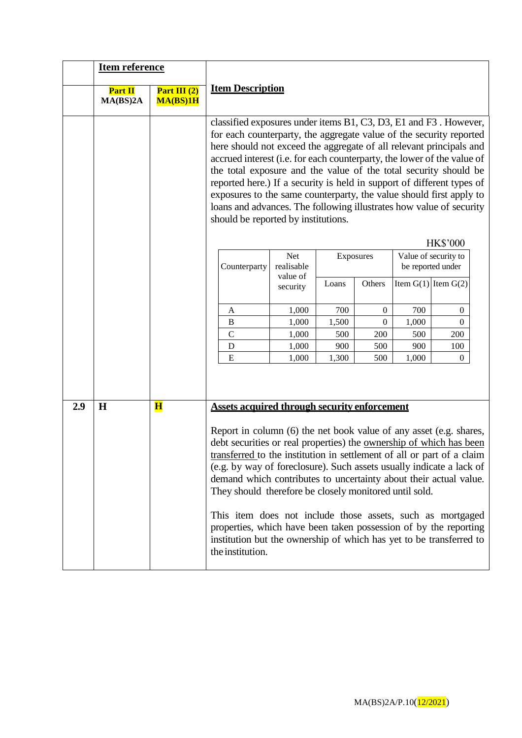| | Item reference | | Item Description |
|---|---|---|---|
| | **Part II** MA(BS)2A | **Part III (2)** MA(BS)1H | |

classified exposures under items B1, C3, D3, E1 and F3 . However, for each counterparty, the aggregate value of the security reported here should not exceed the aggregate of all relevant principals and accrued interest (i.e. for each counterparty, the lower of the value of the total exposure and the value of the total security should be reported here.) If a security is held in support of different types of exposures to the same counterparty, the value should first apply to loans and advances. The following illustrates how value of security should be reported by institutions.

HK$'000

| Counterparty | Net realisable value of security | Exposures | | Value of security to be reported under | |
|---|---|---|---|---|---|
| | | Loans | Others | Item G(1) | Item G(2) |
| A | 1,000 | 700 | 0 | 700 | 0 |
| B | 1,000 | 1,500 | 0 | 1,000 | 0 |
| C | 1,000 | 500 | 200 | 500 | 200 |
| D | 1,000 | 900 | 500 | 900 | 100 |
| E | 1,000 | 1,300 | 500 | 1,000 | 0 |

**2.9** | **H** | **H**

**Assets acquired through security enforcement**

Report in column (6) the net book value of any asset (e.g. shares, debt securities or real properties) the ownership of which has been transferred to the institution in settlement of all or part of a claim (e.g. by way of foreclosure). Such assets usually indicate a lack of demand which contributes to uncertainty about their actual value. They should therefore be closely monitored until sold.

This item does not include those assets, such as mortgaged properties, which have been taken possession of by the reporting institution but the ownership of which has yet to be transferred to the institution.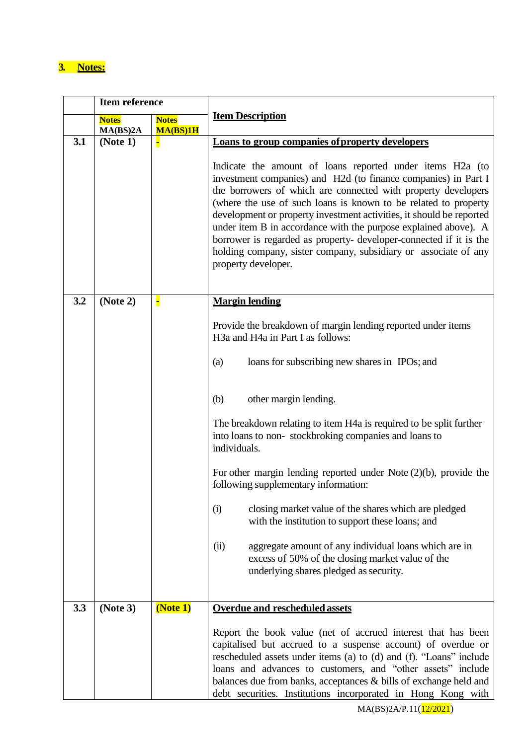## 3. Notes:

| | Item reference | | Item Description |
|---|---|---|---|
| | Notes MA(BS)2A | Notes MA(BS)1H | |
| 3.1 | (Note 1) | - | **Loans to group companies of property developers**<br><br>Indicate the amount of loans reported under items H2a (to investment companies) and H2d (to finance companies) in Part I the borrowers of which are connected with property developers (where the use of such loans is known to be related to property development or property investment activities, it should be reported under item B in accordance with the purpose explained above). A borrower is regarded as property- developer-connected if it is the holding company, sister company, subsidiary or associate of any property developer. |
| 3.2 | (Note 2) | - | **Margin lending**<br><br>Provide the breakdown of margin lending reported under items H3a and H4a in Part I as follows:<br><br>(a) loans for subscribing new shares in IPOs; and<br><br>(b) other margin lending.<br><br>The breakdown relating to item H4a is required to be split further into loans to non- stockbroking companies and loans to individuals.<br><br>For other margin lending reported under Note (2)(b), provide the following supplementary information:<br><br>(i) closing market value of the shares which are pledged with the institution to support these loans; and<br><br>(ii) aggregate amount of any individual loans which are in excess of 50% of the closing market value of the underlying shares pledged as security. |
| 3.3 | (Note 3) | (Note 1) | **Overdue and rescheduled assets**<br><br>Report the book value (net of accrued interest that has been capitalised but accrued to a suspense account) of overdue or rescheduled assets under items (a) to (d) and (f). "Loans" include loans and advances to customers, and "other assets" include balances due from banks, acceptances & bills of exchange held and debt securities. Institutions incorporated in Hong Kong with |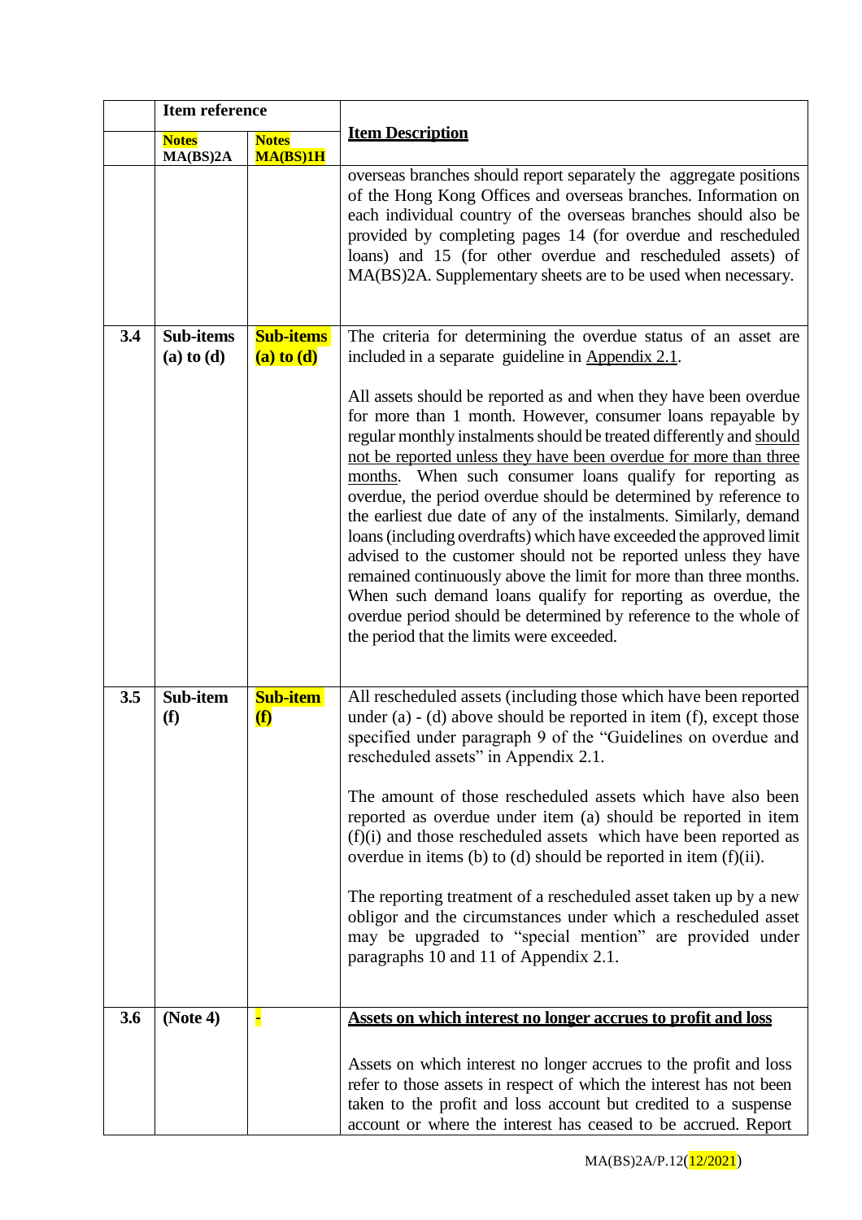| | Item reference | | Item Description |
|---|---|---|---|
| | Notes MA(BS)2A | Notes MA(BS)1H | |
| | | | overseas branches should report separately the aggregate positions of the Hong Kong Offices and overseas branches. Information on each individual country of the overseas branches should also be provided by completing pages 14 (for overdue and rescheduled loans) and 15 (for other overdue and rescheduled assets) of MA(BS)2A. Supplementary sheets are to be used when necessary. |
| **3.4** | **Sub-items (a) to (d)** | **Sub-items (a) to (d)** | The criteria for determining the overdue status of an asset are included in a separate guideline in Appendix 2.1.<br><br>All assets should be reported as and when they have been overdue for more than 1 month. However, consumer loans repayable by regular monthly instalments should be treated differently and should not be reported unless they have been overdue for more than three months. When such consumer loans qualify for reporting as overdue, the period overdue should be determined by reference to the earliest due date of any of the instalments. Similarly, demand loans (including overdrafts) which have exceeded the approved limit advised to the customer should not be reported unless they have remained continuously above the limit for more than three months. When such demand loans qualify for reporting as overdue, the overdue period should be determined by reference to the whole of the period that the limits were exceeded. |
| **3.5** | **Sub-item (f)** | **Sub-item (f)** | All rescheduled assets (including those which have been reported under (a) - (d) above should be reported in item (f), except those specified under paragraph 9 of the "Guidelines on overdue and rescheduled assets" in Appendix 2.1.<br><br>The amount of those rescheduled assets which have also been reported as overdue under item (a) should be reported in item (f)(i) and those rescheduled assets which have been reported as overdue in items (b) to (d) should be reported in item (f)(ii).<br><br>The reporting treatment of a rescheduled asset taken up by a new obligor and the circumstances under which a rescheduled asset may be upgraded to "special mention" are provided under paragraphs 10 and 11 of Appendix 2.1. |
| **3.6** | **(Note 4)** | - | **Assets on which interest no longer accrues to profit and loss**<br><br>Assets on which interest no longer accrues to the profit and loss refer to those assets in respect of which the interest has not been taken to the profit and loss account but credited to a suspense account or where the interest has ceased to be accrued. Report |

MA(BS)2A/P.12(12/2021)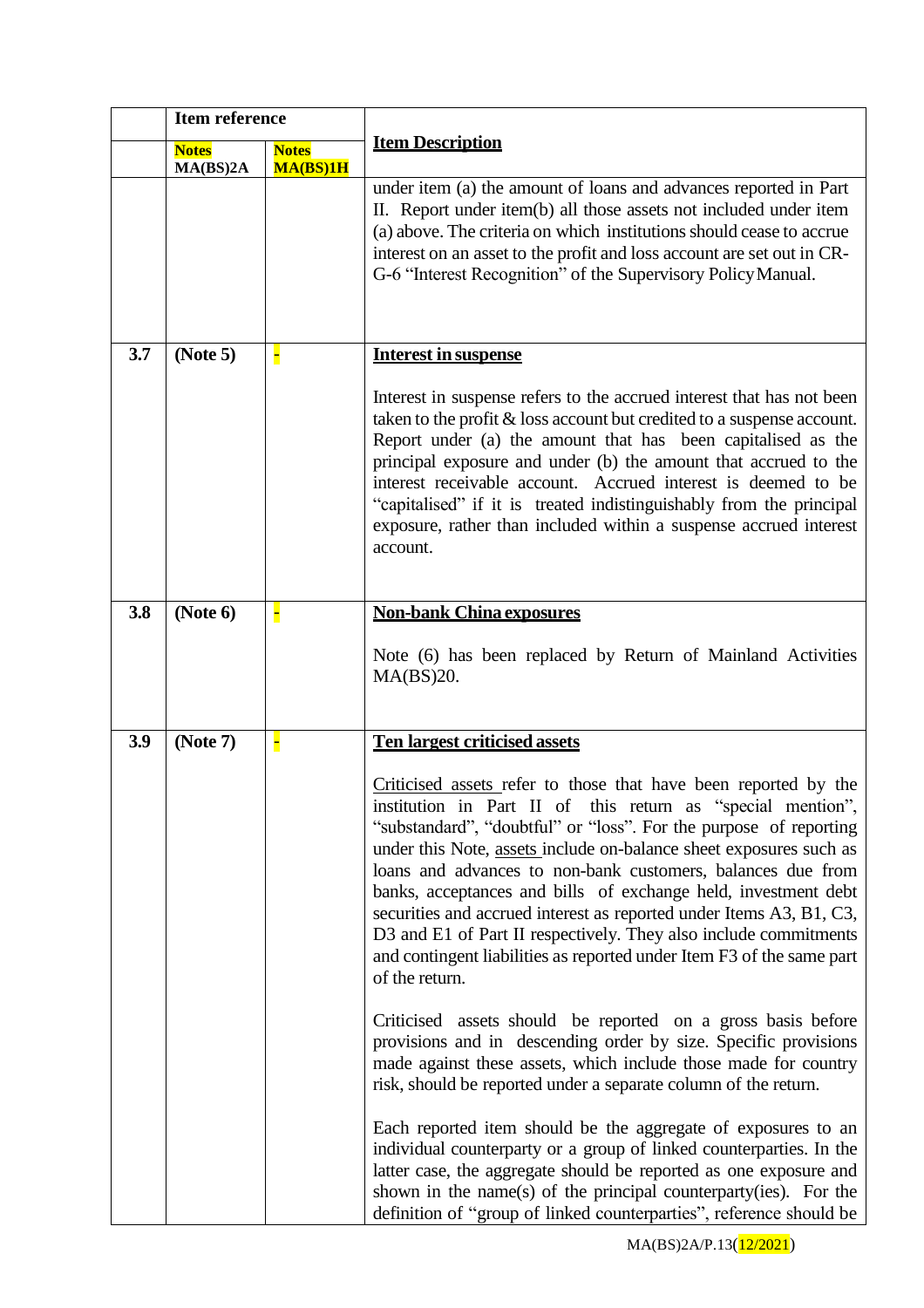| | Item reference | | Item Description |
|---|---|---|---|
| | **Notes** MA(BS)2A | **Notes** **MA(BS)1H** | |
| | | | under item (a) the amount of loans and advances reported in Part II. Report under item(b) all those assets not included under item (a) above. The criteria on which institutions should cease to accrue interest on an asset to the profit and loss account are set out in CR-G-6 "Interest Recognition" of the Supervisory Policy Manual. |
| **3.7** | **(Note 5)** | - | **Interest in suspense**<br><br>Interest in suspense refers to the accrued interest that has not been taken to the profit & loss account but credited to a suspense account. Report under (a) the amount that has been capitalised as the principal exposure and under (b) the amount that accrued to the interest receivable account. Accrued interest is deemed to be "capitalised" if it is treated indistinguishably from the principal exposure, rather than included within a suspense accrued interest account. |
| **3.8** | **(Note 6)** | - | **Non-bank China exposures**<br><br>Note (6) has been replaced by Return of Mainland Activities MA(BS)20. |
| **3.9** | **(Note 7)** | - | **Ten largest criticised assets**<br><br>Criticised assets refer to those that have been reported by the institution in Part II of this return as "special mention", "substandard", "doubtful" or "loss". For the purpose of reporting under this Note, assets include on-balance sheet exposures such as loans and advances to non-bank customers, balances due from banks, acceptances and bills of exchange held, investment debt securities and accrued interest as reported under Items A3, B1, C3, D3 and E1 of Part II respectively. They also include commitments and contingent liabilities as reported under Item F3 of the same part of the return.<br><br>Criticised assets should be reported on a gross basis before provisions and in descending order by size. Specific provisions made against these assets, which include those made for country risk, should be reported under a separate column of the return.<br><br>Each reported item should be the aggregate of exposures to an individual counterparty or a group of linked counterparties. In the latter case, the aggregate should be reported as one exposure and shown in the name(s) of the principal counterparty(ies). For the definition of "group of linked counterparties", reference should be |

MA(BS)2A/P.13(12/2021)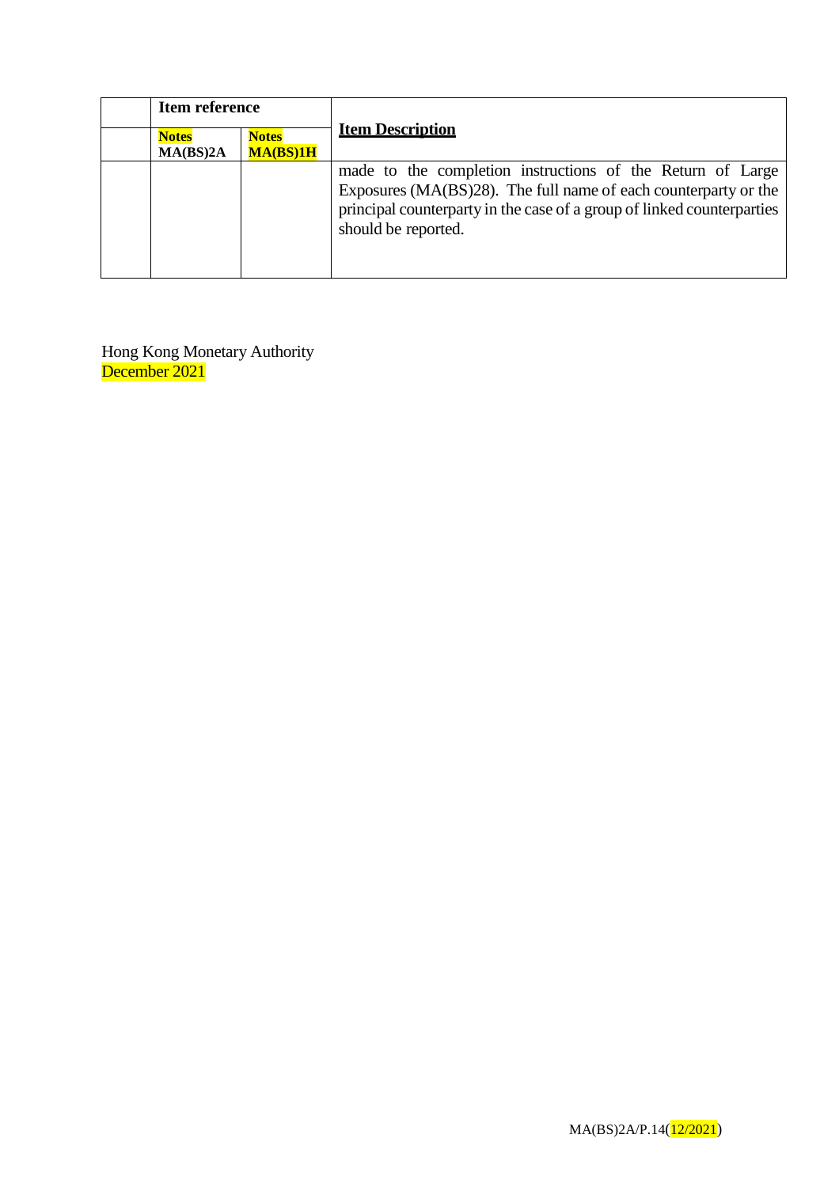| | Item reference | | Item Description |
|---|---|---|---|
| | Notes MA(BS)2A | Notes MA(BS)1H | |
| | | | made to the completion instructions of the Return of Large Exposures (MA(BS)28). The full name of each counterparty or the principal counterparty in the case of a group of linked counterparties should be reported. |

Hong Kong Monetary Authority
December 2021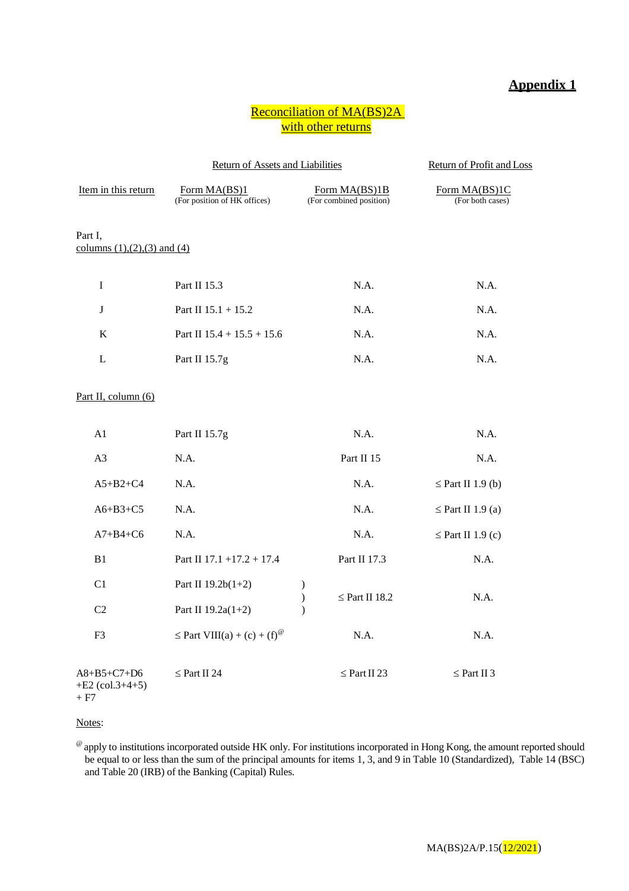## Appendix 1

### Reconciliation of MA(BS)2A with other returns

| Item in this return | Return of Assets and Liabilities: Form MA(BS)1 (For position of HK offices) | Return of Assets and Liabilities: Form MA(BS)1B (For combined position) | Return of Profit and Loss: Form MA(BS)1C (For both cases) |
|---|---|---|---|
| **Part I, columns (1),(2),(3) and (4)** | | | |
| I | Part II 15.3 | N.A. | N.A. |
| J | Part II 15.1 + 15.2 | N.A. | N.A. |
| K | Part II 15.4 + 15.5 + 15.6 | N.A. | N.A. |
| L | Part II 15.7g | N.A. | N.A. |
| **Part II, column (6)** | | | |
| A1 | Part II 15.7g | N.A. | N.A. |
| A3 | N.A. | Part II 15 | N.A. |
| A5+B2+C4 | N.A. | N.A. | ≤ Part II 1.9 (b) |
| A6+B3+C5 | N.A. | N.A. | ≤ Part II 1.9 (a) |
| A7+B4+C6 | N.A. | N.A. | ≤ Part II 1.9 (c) |
| B1 | Part II 17.1 +17.2 + 17.4 | Part II 17.3 | N.A. |
| C1 | Part II 19.2b(1+2) | ≤ Part II 18.2 (C1 and C2 combined) | N.A. |
| C2 | Part II 19.2a(1+2) | ≤ Part II 18.2 (C1 and C2 combined) | N.A. |
| F3 | ≤ Part VIII(a) + (c) + (f)[@] | N.A. | N.A. |
| A8+B5+C7+D6 +E2 (col.3+4+5) + F7 | ≤ Part II 24 | ≤ Part II 23 | ≤ Part II 3 |

Notes:

[@] apply to institutions incorporated outside HK only. For institutions incorporated in Hong Kong, the amount reported should be equal to or less than the sum of the principal amounts for items 1, 3, and 9 in Table 10 (Standardized), Table 14 (BSC) and Table 20 (IRB) of the Banking (Capital) Rules.

MA(BS)2A/P.15(12/2021)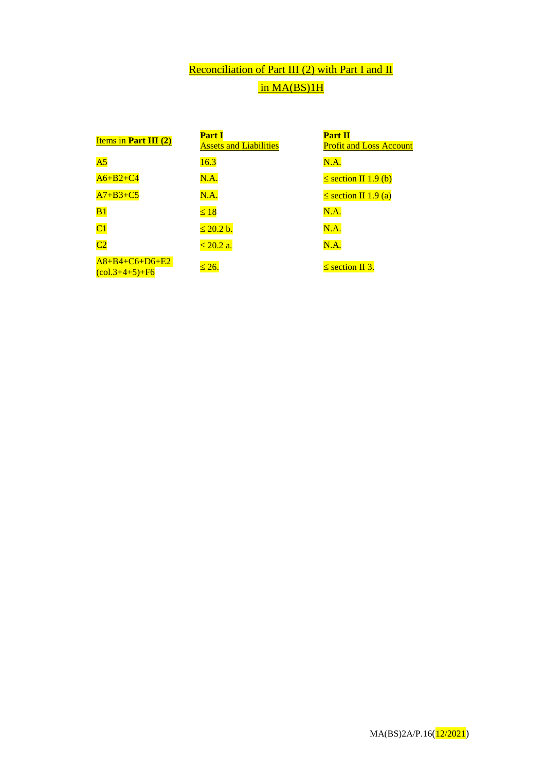## Reconciliation of Part III (2) with Part I and II in MA(BS)1H

| Items in **Part III (2)** | **Part I** Assets and Liabilities | **Part II** Profit and Loss Account |
|---|---|---|
| A5 | 16.3 | N.A. |
| A6+B2+C4 | N.A. | ≤ section II 1.9 (b) |
| A7+B3+C5 | N.A. | ≤ section II 1.9 (a) |
| B1 | ≤ 18 | N.A. |
| C1 | ≤ 20.2 b. | N.A. |
| C2 | ≤ 20.2 a. | N.A. |
| A8+B4+C6+D6+E2 (col.3+4+5)+F6 | ≤ 26. | ≤ section II 3. |

MA(BS)2A/P.16(12/2021)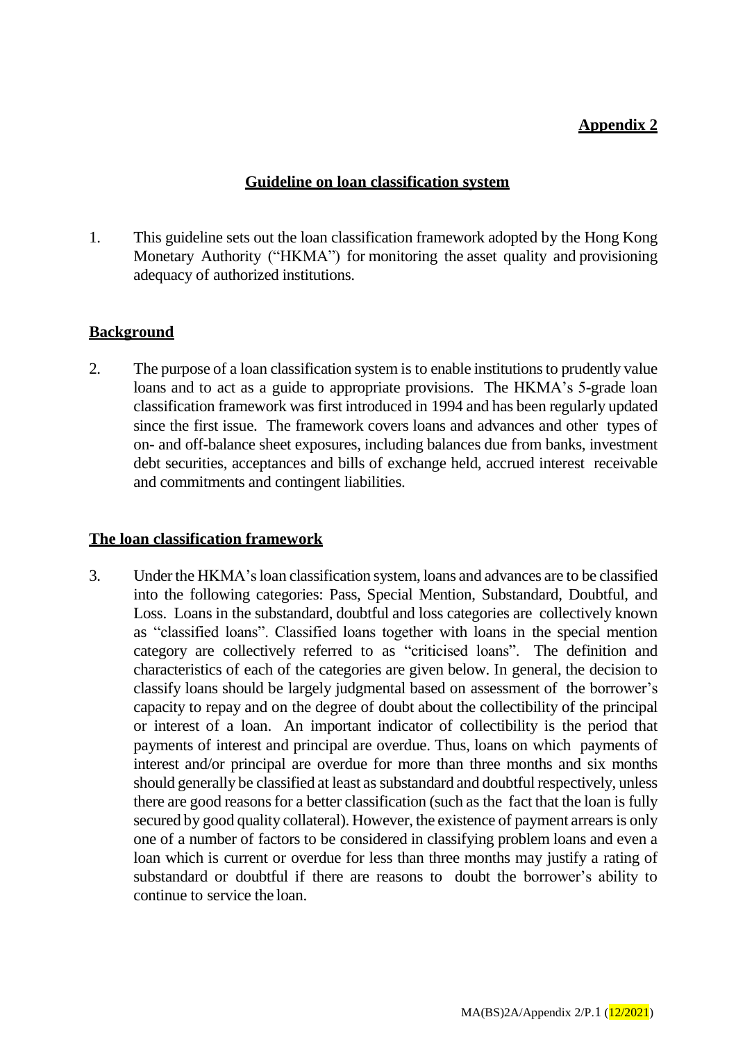**Appendix 2**

## Guideline on loan classification system

1. This guideline sets out the loan classification framework adopted by the Hong Kong Monetary Authority ("HKMA") for monitoring the asset quality and provisioning adequacy of authorized institutions.

### Background

2. The purpose of a loan classification system is to enable institutions to prudently value loans and to act as a guide to appropriate provisions. The HKMA's 5-grade loan classification framework was first introduced in 1994 and has been regularly updated since the first issue. The framework covers loans and advances and other types of on- and off-balance sheet exposures, including balances due from banks, investment debt securities, acceptances and bills of exchange held, accrued interest receivable and commitments and contingent liabilities.

### The loan classification framework

3. Under the HKMA's loan classification system, loans and advances are to be classified into the following categories: Pass, Special Mention, Substandard, Doubtful, and Loss. Loans in the substandard, doubtful and loss categories are collectively known as "classified loans". Classified loans together with loans in the special mention category are collectively referred to as "criticised loans". The definition and characteristics of each of the categories are given below. In general, the decision to classify loans should be largely judgmental based on assessment of the borrower's capacity to repay and on the degree of doubt about the collectibility of the principal or interest of a loan. An important indicator of collectibility is the period that payments of interest and principal are overdue. Thus, loans on which payments of interest and/or principal are overdue for more than three months and six months should generally be classified at least as substandard and doubtful respectively, unless there are good reasons for a better classification (such as the fact that the loan is fully secured by good quality collateral). However, the existence of payment arrears is only one of a number of factors to be considered in classifying problem loans and even a loan which is current or overdue for less than three months may justify a rating of substandard or doubtful if there are reasons to doubt the borrower's ability to continue to service the loan.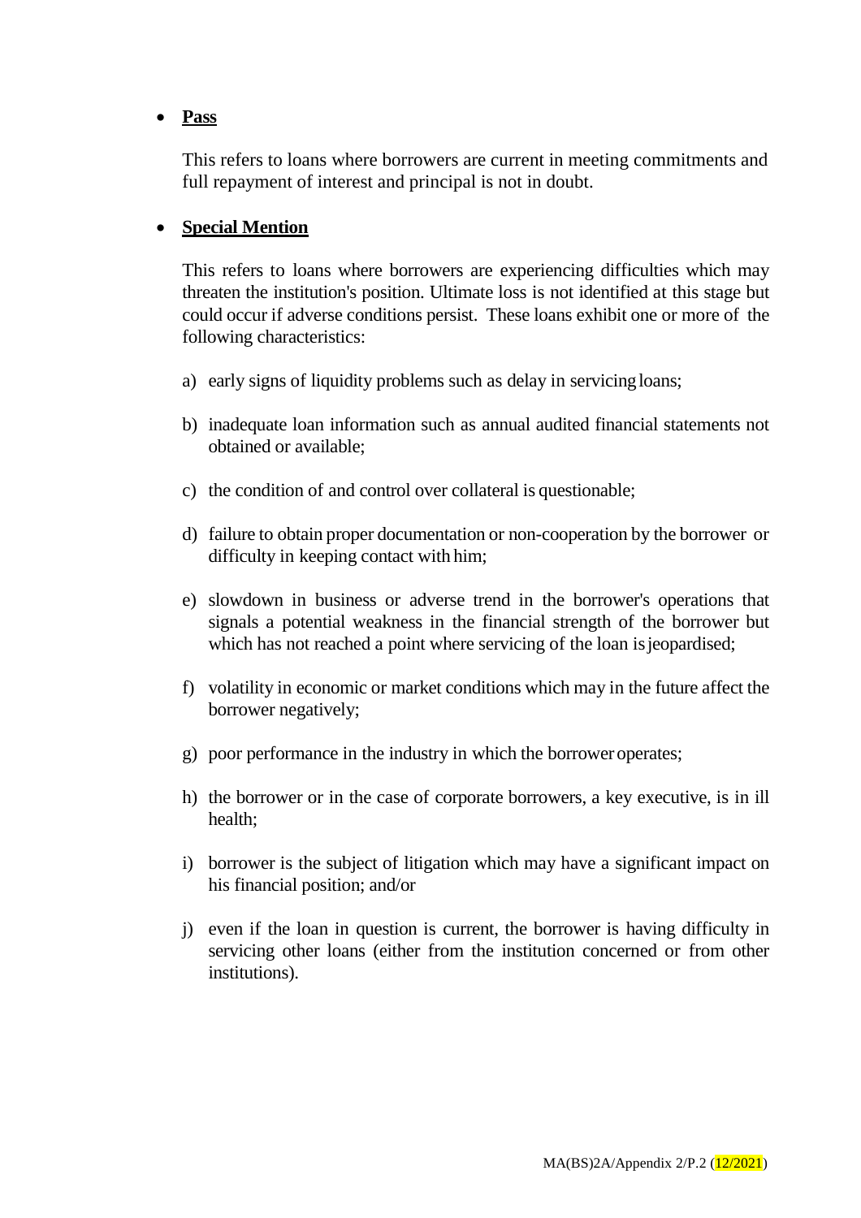- **Pass**

  This refers to loans where borrowers are current in meeting commitments and full repayment of interest and principal is not in doubt.

- **Special Mention**

  This refers to loans where borrowers are experiencing difficulties which may threaten the institution's position. Ultimate loss is not identified at this stage but could occur if adverse conditions persist. These loans exhibit one or more of the following characteristics:

  a) early signs of liquidity problems such as delay in servicing loans;

  b) inadequate loan information such as annual audited financial statements not obtained or available;

  c) the condition of and control over collateral is questionable;

  d) failure to obtain proper documentation or non-cooperation by the borrower or difficulty in keeping contact with him;

  e) slowdown in business or adverse trend in the borrower's operations that signals a potential weakness in the financial strength of the borrower but which has not reached a point where servicing of the loan is jeopardised;

  f) volatility in economic or market conditions which may in the future affect the borrower negatively;

  g) poor performance in the industry in which the borrower operates;

  h) the borrower or in the case of corporate borrowers, a key executive, is in ill health;

  i) borrower is the subject of litigation which may have a significant impact on his financial position; and/or

  j) even if the loan in question is current, the borrower is having difficulty in servicing other loans (either from the institution concerned or from other institutions).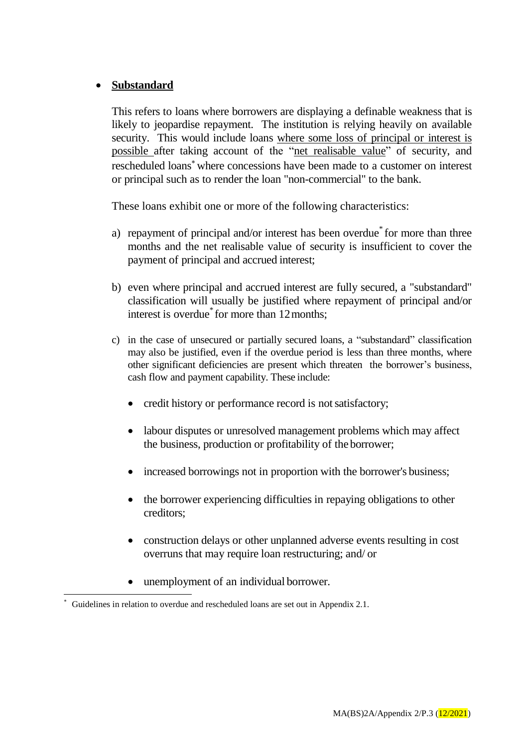- **Substandard**

  This refers to loans where borrowers are displaying a definable weakness that is likely to jeopardise repayment. The institution is relying heavily on available security. This would include loans where some loss of principal or interest is possible after taking account of the "net realisable value" of security, and rescheduled loans* where concessions have been made to a customer on interest or principal such as to render the loan "non-commercial" to the bank.

  These loans exhibit one or more of the following characteristics:

  a) repayment of principal and/or interest has been overdue* for more than three months and the net realisable value of security is insufficient to cover the payment of principal and accrued interest;

  b) even where principal and accrued interest are fully secured, a "substandard" classification will usually be justified where repayment of principal and/or interest is overdue* for more than 12 months;

  c) in the case of unsecured or partially secured loans, a "substandard" classification may also be justified, even if the overdue period is less than three months, where other significant deficiencies are present which threaten the borrower's business, cash flow and payment capability. These include:

     - credit history or performance record is not satisfactory;
     - labour disputes or unresolved management problems which may affect the business, production or profitability of the borrower;
     - increased borrowings not in proportion with the borrower's business;
     - the borrower experiencing difficulties in repaying obligations to other creditors;
     - construction delays or other unplanned adverse events resulting in cost overruns that may require loan restructuring; and/ or
     - unemployment of an individual borrower.

---

* Guidelines in relation to overdue and rescheduled loans are set out in Appendix 2.1.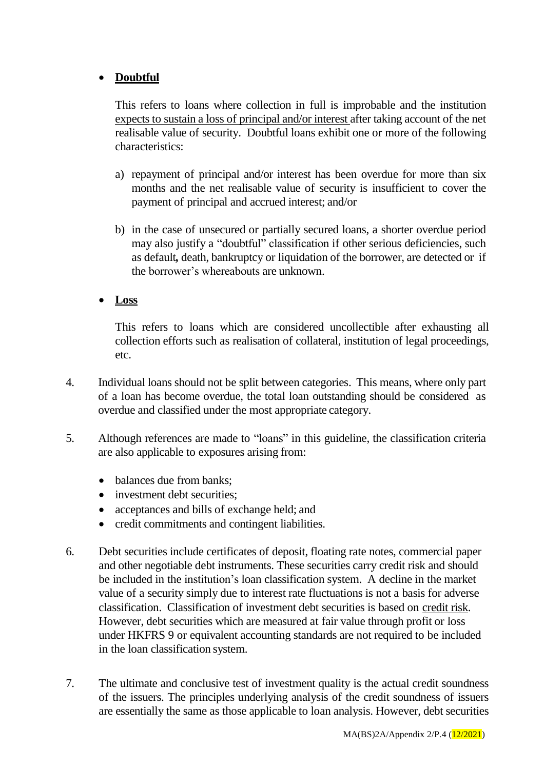- **Doubtful**

  This refers to loans where collection in full is improbable and the institution expects to sustain a loss of principal and/or interest after taking account of the net realisable value of security. Doubtful loans exhibit one or more of the following characteristics:

  a) repayment of principal and/or interest has been overdue for more than six months and the net realisable value of security is insufficient to cover the payment of principal and accrued interest; and/or

  b) in the case of unsecured or partially secured loans, a shorter overdue period may also justify a "doubtful" classification if other serious deficiencies, such as default**,** death, bankruptcy or liquidation of the borrower, are detected or if the borrower's whereabouts are unknown.

- **Loss**

  This refers to loans which are considered uncollectible after exhausting all collection efforts such as realisation of collateral, institution of legal proceedings, etc.

4. Individual loans should not be split between categories. This means, where only part of a loan has become overdue, the total loan outstanding should be considered as overdue and classified under the most appropriate category.

5. Although references are made to "loans" in this guideline, the classification criteria are also applicable to exposures arising from:

   - balances due from banks;
   - investment debt securities;
   - acceptances and bills of exchange held; and
   - credit commitments and contingent liabilities.

6. Debt securities include certificates of deposit, floating rate notes, commercial paper and other negotiable debt instruments. These securities carry credit risk and should be included in the institution's loan classification system. A decline in the market value of a security simply due to interest rate fluctuations is not a basis for adverse classification. Classification of investment debt securities is based on credit risk. However, debt securities which are measured at fair value through profit or loss under HKFRS 9 or equivalent accounting standards are not required to be included in the loan classification system.

7. The ultimate and conclusive test of investment quality is the actual credit soundness of the issuers. The principles underlying analysis of the credit soundness of issuers are essentially the same as those applicable to loan analysis. However, debt securities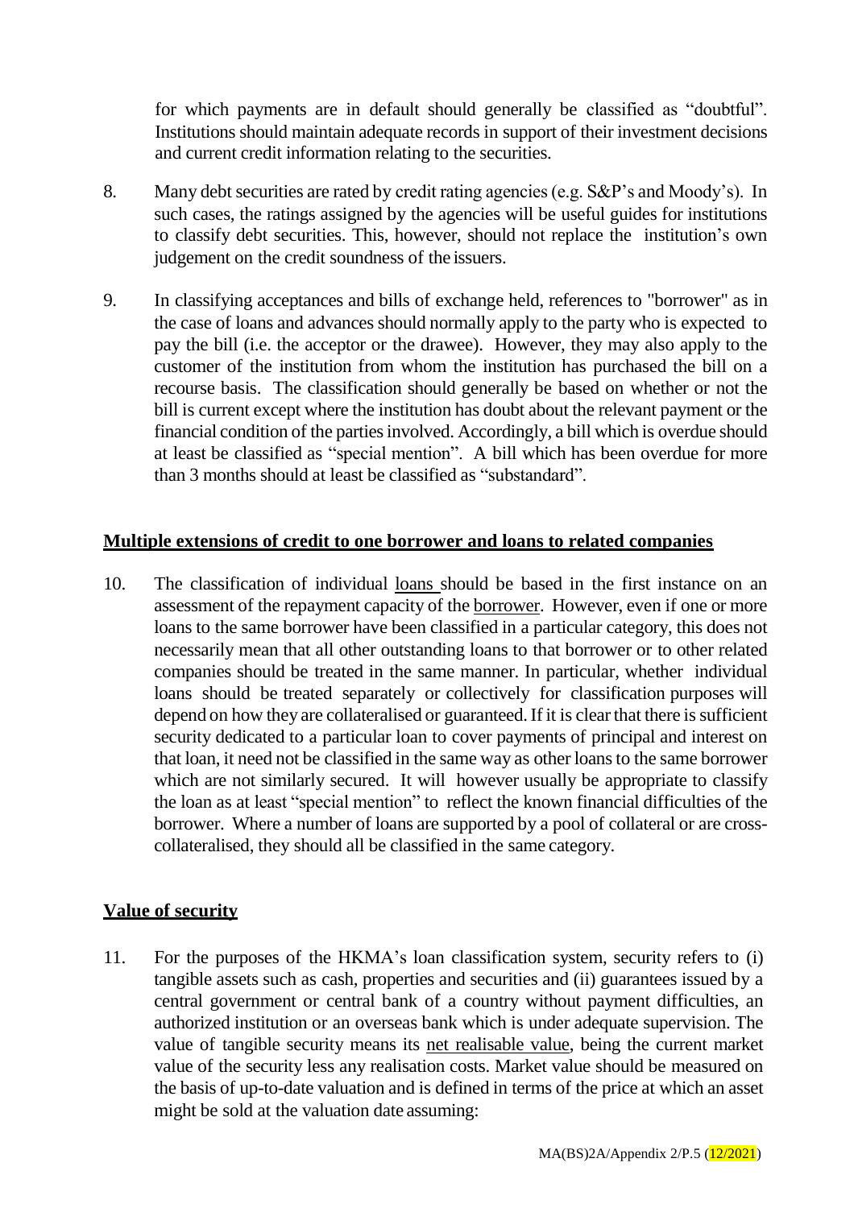for which payments are in default should generally be classified as "doubtful". Institutions should maintain adequate records in support of their investment decisions and current credit information relating to the securities.

8. Many debt securities are rated by credit rating agencies (e.g. S&P's and Moody's). In such cases, the ratings assigned by the agencies will be useful guides for institutions to classify debt securities. This, however, should not replace the institution's own judgement on the credit soundness of the issuers.

9. In classifying acceptances and bills of exchange held, references to "borrower" as in the case of loans and advances should normally apply to the party who is expected to pay the bill (i.e. the acceptor or the drawee). However, they may also apply to the customer of the institution from whom the institution has purchased the bill on a recourse basis. The classification should generally be based on whether or not the bill is current except where the institution has doubt about the relevant payment or the financial condition of the parties involved. Accordingly, a bill which is overdue should at least be classified as "special mention". A bill which has been overdue for more than 3 months should at least be classified as "substandard".

## Multiple extensions of credit to one borrower and loans to related companies

10. The classification of individual loans should be based in the first instance on an assessment of the repayment capacity of the borrower. However, even if one or more loans to the same borrower have been classified in a particular category, this does not necessarily mean that all other outstanding loans to that borrower or to other related companies should be treated in the same manner. In particular, whether individual loans should be treated separately or collectively for classification purposes will depend on how they are collateralised or guaranteed. If it is clear that there is sufficient security dedicated to a particular loan to cover payments of principal and interest on that loan, it need not be classified in the same way as other loans to the same borrower which are not similarly secured. It will however usually be appropriate to classify the loan as at least "special mention" to reflect the known financial difficulties of the borrower. Where a number of loans are supported by a pool of collateral or are cross-collateralised, they should all be classified in the same category.

## Value of security

11. For the purposes of the HKMA's loan classification system, security refers to (i) tangible assets such as cash, properties and securities and (ii) guarantees issued by a central government or central bank of a country without payment difficulties, an authorized institution or an overseas bank which is under adequate supervision. The value of tangible security means its net realisable value, being the current market value of the security less any realisation costs. Market value should be measured on the basis of up-to-date valuation and is defined in terms of the price at which an asset might be sold at the valuation date assuming: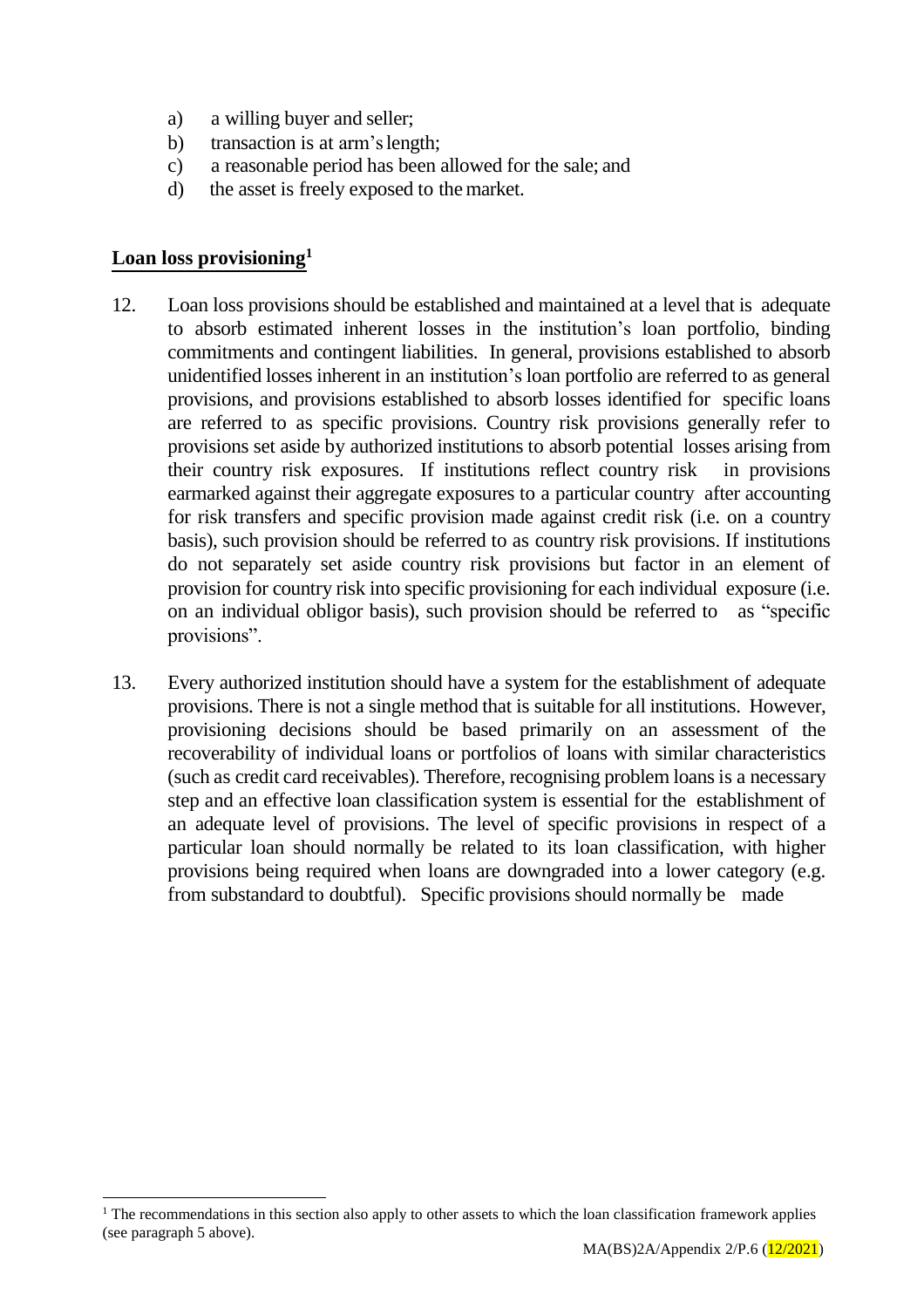a) a willing buyer and seller;
b) transaction is at arm's length;
c) a reasonable period has been allowed for the sale; and
d) the asset is freely exposed to the market.

## Loan loss provisioning[1]

12. Loan loss provisions should be established and maintained at a level that is adequate to absorb estimated inherent losses in the institution's loan portfolio, binding commitments and contingent liabilities. In general, provisions established to absorb unidentified losses inherent in an institution's loan portfolio are referred to as general provisions, and provisions established to absorb losses identified for specific loans are referred to as specific provisions. Country risk provisions generally refer to provisions set aside by authorized institutions to absorb potential losses arising from their country risk exposures. If institutions reflect country risk in provisions earmarked against their aggregate exposures to a particular country after accounting for risk transfers and specific provision made against credit risk (i.e. on a country basis), such provision should be referred to as country risk provisions. If institutions do not separately set aside country risk provisions but factor in an element of provision for country risk into specific provisioning for each individual exposure (i.e. on an individual obligor basis), such provision should be referred to as "specific provisions".

13. Every authorized institution should have a system for the establishment of adequate provisions. There is not a single method that is suitable for all institutions. However, provisioning decisions should be based primarily on an assessment of the recoverability of individual loans or portfolios of loans with similar characteristics (such as credit card receivables). Therefore, recognising problem loans is a necessary step and an effective loan classification system is essential for the establishment of an adequate level of provisions. The level of specific provisions in respect of a particular loan should normally be related to its loan classification, with higher provisions being required when loans are downgraded into a lower category (e.g. from substandard to doubtful). Specific provisions should normally be made

[1] The recommendations in this section also apply to other assets to which the loan classification framework applies (see paragraph 5 above).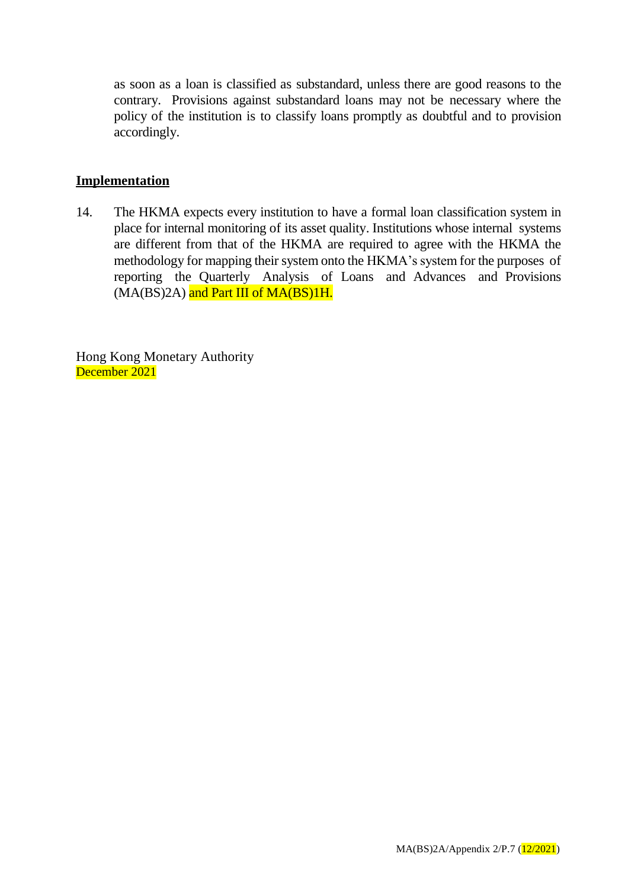as soon as a loan is classified as substandard, unless there are good reasons to the contrary. Provisions against substandard loans may not be necessary where the policy of the institution is to classify loans promptly as doubtful and to provision accordingly.

## Implementation

14. The HKMA expects every institution to have a formal loan classification system in place for internal monitoring of its asset quality. Institutions whose internal systems are different from that of the HKMA are required to agree with the HKMA the methodology for mapping their system onto the HKMA's system for the purposes of reporting the Quarterly Analysis of Loans and Advances and Provisions (MA(BS)2A) and Part III of MA(BS)1H.

Hong Kong Monetary Authority
December 2021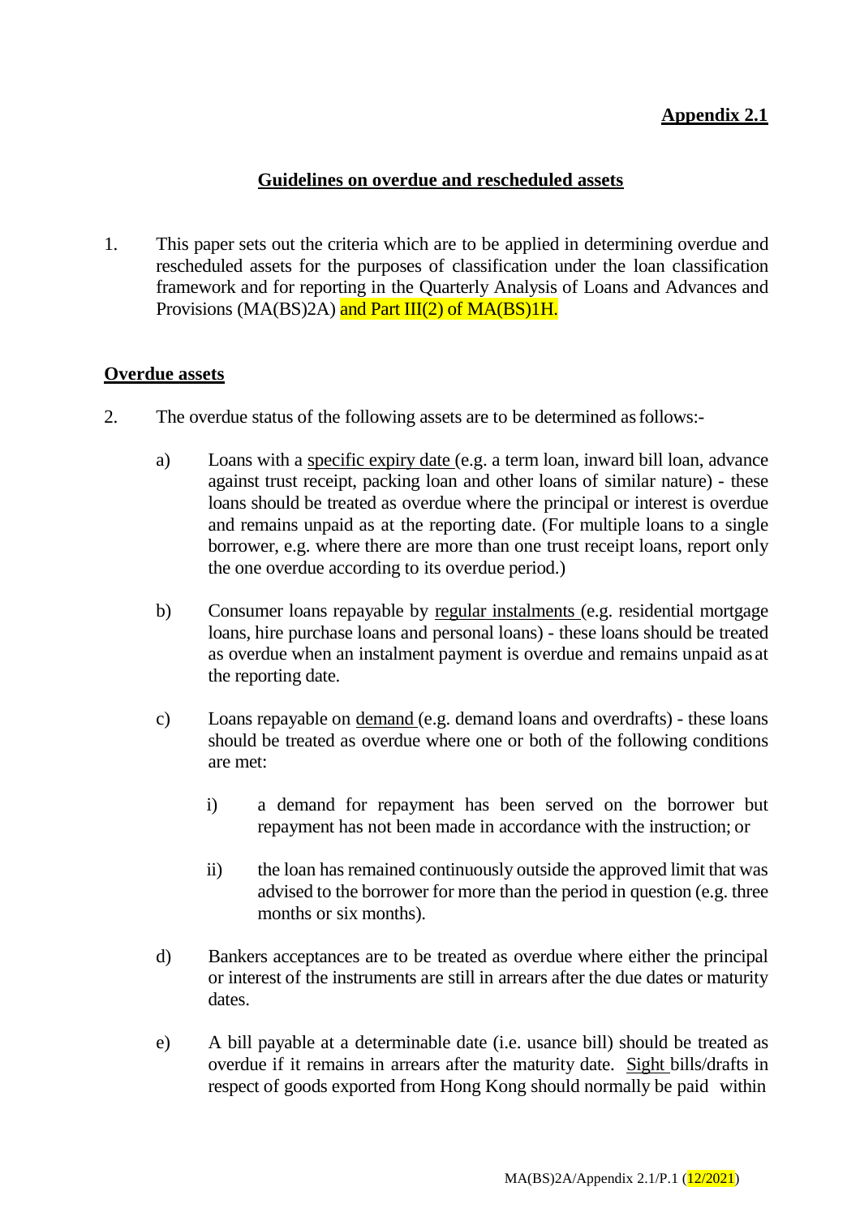**Appendix 2.1**

## Guidelines on overdue and rescheduled assets

1. This paper sets out the criteria which are to be applied in determining overdue and rescheduled assets for the purposes of classification under the loan classification framework and for reporting in the Quarterly Analysis of Loans and Advances and Provisions (MA(BS)2A) and Part III(2) of MA(BS)1H.

### Overdue assets

2. The overdue status of the following assets are to be determined as follows:-

   a) Loans with a specific expiry date (e.g. a term loan, inward bill loan, advance against trust receipt, packing loan and other loans of similar nature) - these loans should be treated as overdue where the principal or interest is overdue and remains unpaid as at the reporting date. (For multiple loans to a single borrower, e.g. where there are more than one trust receipt loans, report only the one overdue according to its overdue period.)

   b) Consumer loans repayable by regular instalments (e.g. residential mortgage loans, hire purchase loans and personal loans) - these loans should be treated as overdue when an instalment payment is overdue and remains unpaid as at the reporting date.

   c) Loans repayable on demand (e.g. demand loans and overdrafts) - these loans should be treated as overdue where one or both of the following conditions are met:

      i) a demand for repayment has been served on the borrower but repayment has not been made in accordance with the instruction; or

      ii) the loan has remained continuously outside the approved limit that was advised to the borrower for more than the period in question (e.g. three months or six months).

   d) Bankers acceptances are to be treated as overdue where either the principal or interest of the instruments are still in arrears after the due dates or maturity dates.

   e) A bill payable at a determinable date (i.e. usance bill) should be treated as overdue if it remains in arrears after the maturity date. Sight bills/drafts in respect of goods exported from Hong Kong should normally be paid within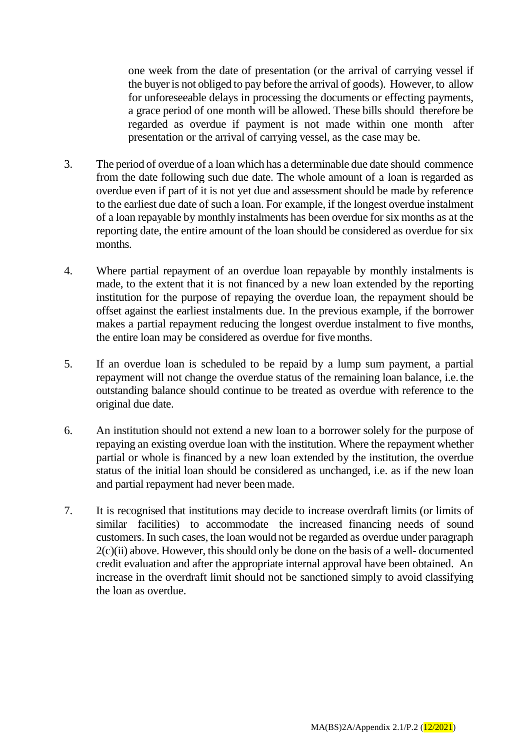one week from the date of presentation (or the arrival of carrying vessel if the buyer is not obliged to pay before the arrival of goods). However, to allow for unforeseeable delays in processing the documents or effecting payments, a grace period of one month will be allowed. These bills should therefore be regarded as overdue if payment is not made within one month after presentation or the arrival of carrying vessel, as the case may be.

3. The period of overdue of a loan which has a determinable due date should commence from the date following such due date. The whole amount of a loan is regarded as overdue even if part of it is not yet due and assessment should be made by reference to the earliest due date of such a loan. For example, if the longest overdue instalment of a loan repayable by monthly instalments has been overdue for six months as at the reporting date, the entire amount of the loan should be considered as overdue for six months.

4. Where partial repayment of an overdue loan repayable by monthly instalments is made, to the extent that it is not financed by a new loan extended by the reporting institution for the purpose of repaying the overdue loan, the repayment should be offset against the earliest instalments due. In the previous example, if the borrower makes a partial repayment reducing the longest overdue instalment to five months, the entire loan may be considered as overdue for five months.

5. If an overdue loan is scheduled to be repaid by a lump sum payment, a partial repayment will not change the overdue status of the remaining loan balance, i.e. the outstanding balance should continue to be treated as overdue with reference to the original due date.

6. An institution should not extend a new loan to a borrower solely for the purpose of repaying an existing overdue loan with the institution. Where the repayment whether partial or whole is financed by a new loan extended by the institution, the overdue status of the initial loan should be considered as unchanged, i.e. as if the new loan and partial repayment had never been made.

7. It is recognised that institutions may decide to increase overdraft limits (or limits of similar facilities) to accommodate the increased financing needs of sound customers. In such cases, the loan would not be regarded as overdue under paragraph 2(c)(ii) above. However, this should only be done on the basis of a well- documented credit evaluation and after the appropriate internal approval have been obtained. An increase in the overdraft limit should not be sanctioned simply to avoid classifying the loan as overdue.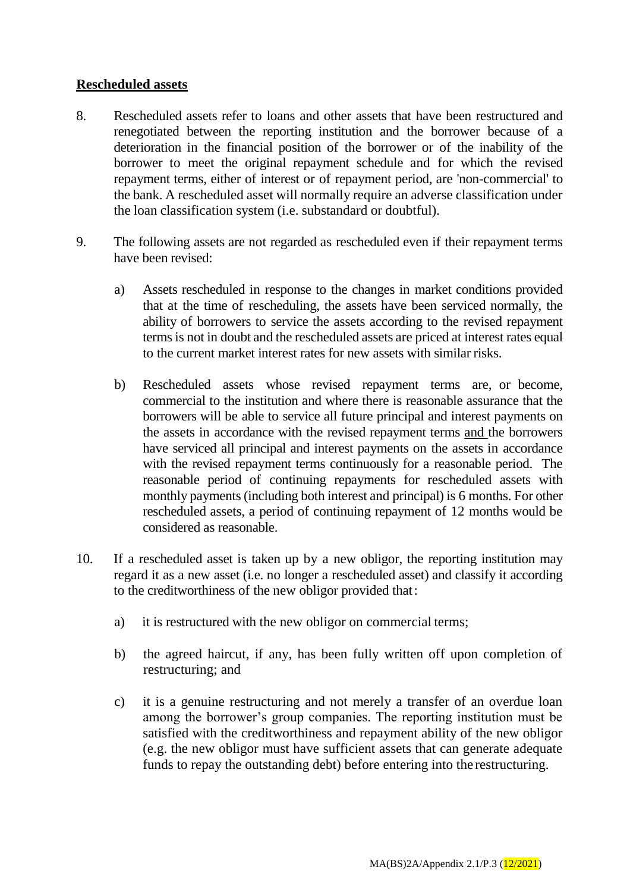## Rescheduled assets

8. Rescheduled assets refer to loans and other assets that have been restructured and renegotiated between the reporting institution and the borrower because of a deterioration in the financial position of the borrower or of the inability of the borrower to meet the original repayment schedule and for which the revised repayment terms, either of interest or of repayment period, are 'non-commercial' to the bank. A rescheduled asset will normally require an adverse classification under the loan classification system (i.e. substandard or doubtful).

9. The following assets are not regarded as rescheduled even if their repayment terms have been revised:

   a) Assets rescheduled in response to the changes in market conditions provided that at the time of rescheduling, the assets have been serviced normally, the ability of borrowers to service the assets according to the revised repayment terms is not in doubt and the rescheduled assets are priced at interest rates equal to the current market interest rates for new assets with similar risks.

   b) Rescheduled assets whose revised repayment terms are, or become, commercial to the institution and where there is reasonable assurance that the borrowers will be able to service all future principal and interest payments on the assets in accordance with the revised repayment terms <u>and</u> the borrowers have serviced all principal and interest payments on the assets in accordance with the revised repayment terms continuously for a reasonable period. The reasonable period of continuing repayments for rescheduled assets with monthly payments (including both interest and principal) is 6 months. For other rescheduled assets, a period of continuing repayment of 12 months would be considered as reasonable.

10. If a rescheduled asset is taken up by a new obligor, the reporting institution may regard it as a new asset (i.e. no longer a rescheduled asset) and classify it according to the creditworthiness of the new obligor provided that:

   a) it is restructured with the new obligor on commercial terms;

   b) the agreed haircut, if any, has been fully written off upon completion of restructuring; and

   c) it is a genuine restructuring and not merely a transfer of an overdue loan among the borrower's group companies. The reporting institution must be satisfied with the creditworthiness and repayment ability of the new obligor (e.g. the new obligor must have sufficient assets that can generate adequate funds to repay the outstanding debt) before entering into the restructuring.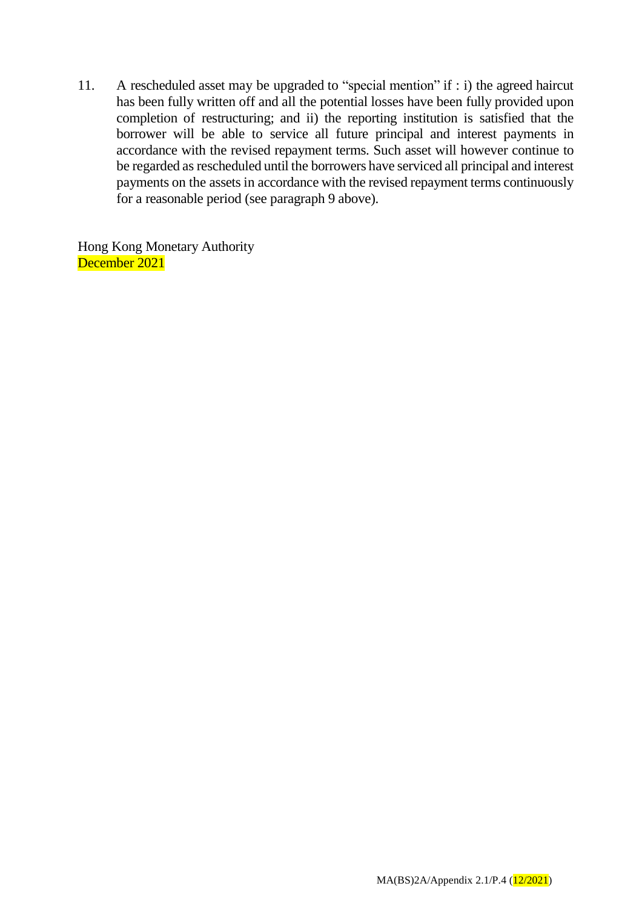11. A rescheduled asset may be upgraded to "special mention" if : i) the agreed haircut has been fully written off and all the potential losses have been fully provided upon completion of restructuring; and ii) the reporting institution is satisfied that the borrower will be able to service all future principal and interest payments in accordance with the revised repayment terms. Such asset will however continue to be regarded as rescheduled until the borrowers have serviced all principal and interest payments on the assets in accordance with the revised repayment terms continuously for a reasonable period (see paragraph 9 above).

Hong Kong Monetary Authority
December 2021